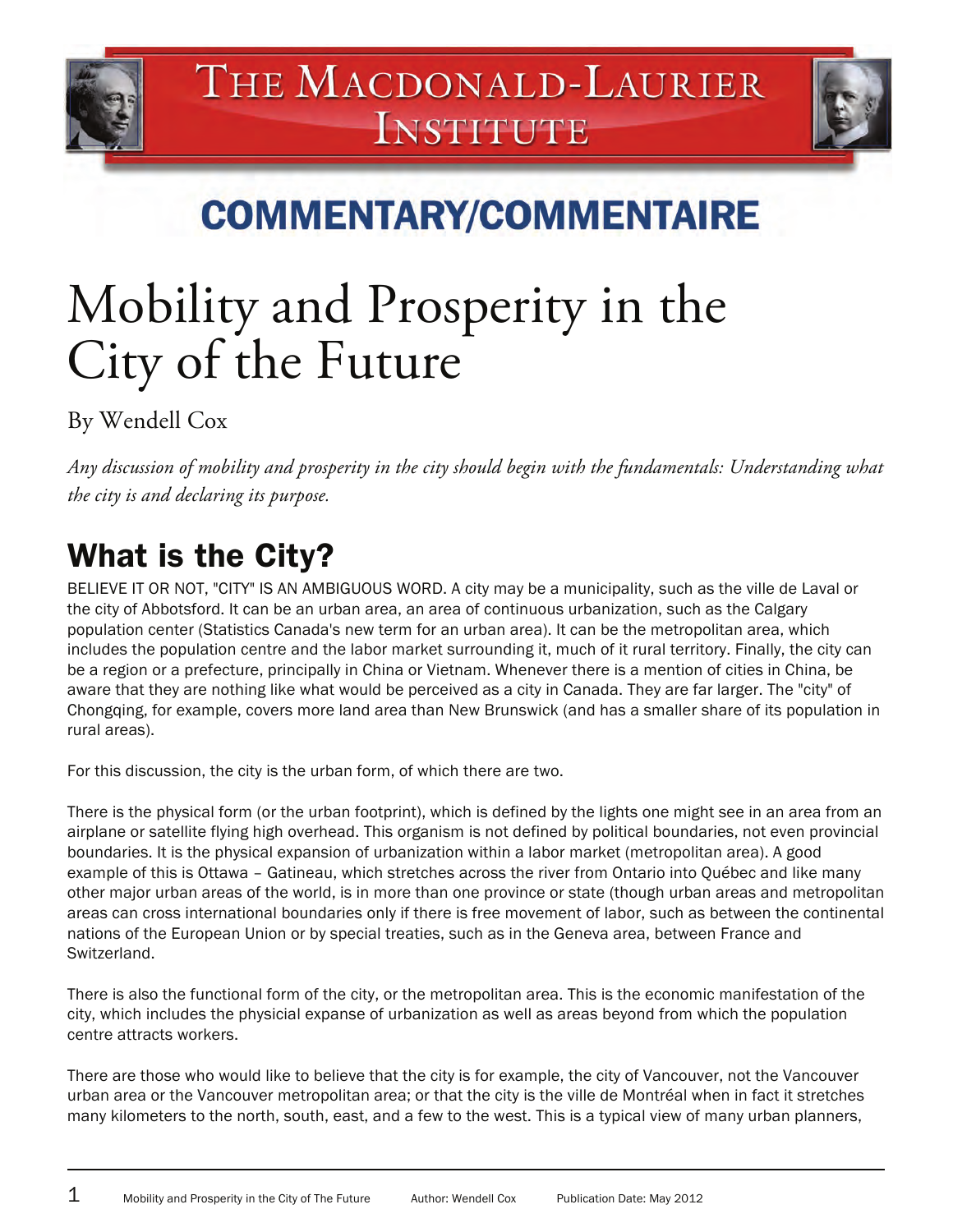# THE MACDONALD-LAURIER INSTITUTE

## COMMENTARY/COMMENTAIRE

# Mobility and Prosperity in the City of the Future

By Wendell Cox

*Any discussion of mobility and prosperity in the city should begin with the fundamentals: Understanding what the city is and declaring its purpose.*

## What is the City?

BELIEVE IT OR NOT, "CITY" IS AN AMBIGUOUS WORD. A city may be a municipality, such as the ville de Laval or the city of Abbotsford. It can be an urban area, an area of continuous urbanization, such as the Calgary population center (Statistics Canada's new term for an urban area). It can be the metropolitan area, which includes the population centre and the labor market surrounding it, much of it rural territory. Finally, the city can be a region or a prefecture, principally in China or Vietnam. Whenever there is a mention of cities in China, be aware that they are nothing like what would be perceived as a city in Canada. They are far larger. The "city" of Chongqing, for example, covers more land area than New Brunswick (and has a smaller share of its population in rural areas).

For this discussion, the city is the urban form, of which there are two.

There is the physical form (or the urban footprint), which is defined by the lights one might see in an area from an airplane or satellite flying high overhead. This organism is not defined by political boundaries, not even provincial boundaries. It is the physical expansion of urbanization within a labor market (metropolitan area). A good example of this is Ottawa – Gatineau, which stretches across the river from Ontario into Québec and like many other major urban areas of the world, is in more than one province or state (though urban areas and metropolitan areas can cross international boundaries only if there is free movement of labor, such as between the continental nations of the European Union or by special treaties, such as in the Geneva area, between France and Switzerland.

There is also the functional form of the city, or the metropolitan area. This is the economic manifestation of the city, which includes the physicial expanse of urbanization as well as areas beyond from which the population centre attracts workers.

There are those who would like to believe that the city is for example, the city of Vancouver, not the Vancouver urban area or the Vancouver metropolitan area; or that the city is the ville de Montréal when in fact it stretches many kilometers to the north, south, east, and a few to the west. This is a typical view of many urban planners,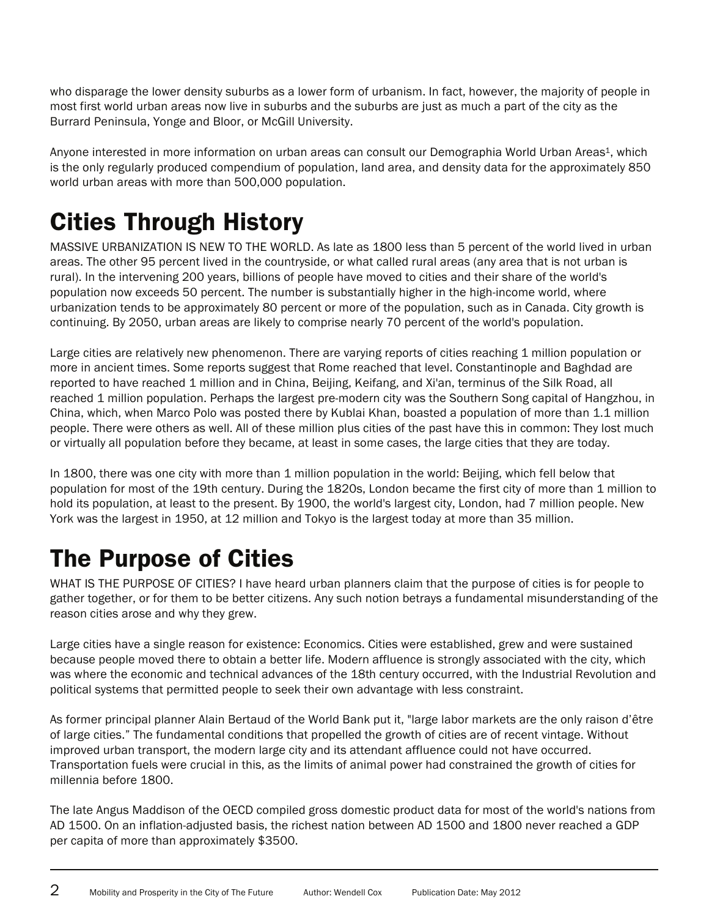who disparage the lower density suburbs as a lower form of urbanism. In fact, however, the majority of people in most first world urban areas now live in suburbs and the suburbs are just as much a part of the city as the Burrard Peninsula, Yonge and Bloor, or McGill University.

Anyone interested in more information on urban areas can consult our Demographia World Urban Areas[1], which is the only regularly produced compendium of population, land area, and density data for the approximately 850 world urban areas with more than 500,000 population.

# Cities Through History

MASSIVE URBANIZATION IS NEW TO THE WORLD. As late as 1800 less than 5 percent of the world lived in urban areas. The other 95 percent lived in the countryside, or what called rural areas (any area that is not urban is rural). In the intervening 200 years, billions of people have moved to cities and their share of the world's population now exceeds 50 percent. The number is substantially higher in the high-income world, where urbanization tends to be approximately 80 percent or more of the population, such as in Canada. City growth is continuing. By 2050, urban areas are likely to comprise nearly 70 percent of the world's population.

Large cities are relatively new phenomenon. There are varying reports of cities reaching 1 million population or more in ancient times. Some reports suggest that Rome reached that level. Constantinople and Baghdad are reported to have reached 1 million and in China, Beijing, Keifang, and Xi'an, terminus of the Silk Road, all reached 1 million population. Perhaps the largest pre-modern city was the Southern Song capital of Hangzhou, in China, which, when Marco Polo was posted there by Kublai Khan, boasted a population of more than 1.1 million people. There were others as well. All of these million plus cities of the past have this in common: They lost much or virtually all population before they became, at least in some cases, the large cities that they are today.

In 1800, there was one city with more than 1 million population in the world: Beijing, which fell below that population for most of the 19th century. During the 1820s, London became the first city of more than 1 million to hold its population, at least to the present. By 1900, the world's largest city, London, had 7 million people. New York was the largest in 1950, at 12 million and Tokyo is the largest today at more than 35 million.

# The Purpose of Cities

WHAT IS THE PURPOSE OF CITIES? I have heard urban planners claim that the purpose of cities is for people to gather together, or for them to be better citizens. Any such notion betrays a fundamental misunderstanding of the reason cities arose and why they grew.

Large cities have a single reason for existence: Economics. Cities were established, grew and were sustained because people moved there to obtain a better life. Modern affluence is strongly associated with the city, which was where the economic and technical advances of the 18th century occurred, with the Industrial Revolution and political systems that permitted people to seek their own advantage with less constraint.

As former principal planner Alain Bertaud of the World Bank put it, "large labor markets are the only raison d'être of large cities." The fundamental conditions that propelled the growth of cities are of recent vintage. Without improved urban transport, the modern large city and its attendant affluence could not have occurred. Transportation fuels were crucial in this, as the limits of animal power had constrained the growth of cities for millennia before 1800.

The late Angus Maddison of the OECD compiled gross domestic product data for most of the world's nations from AD 1500. On an inflation-adjusted basis, the richest nation between AD 1500 and 1800 never reached a GDP per capita of more than approximately $3500.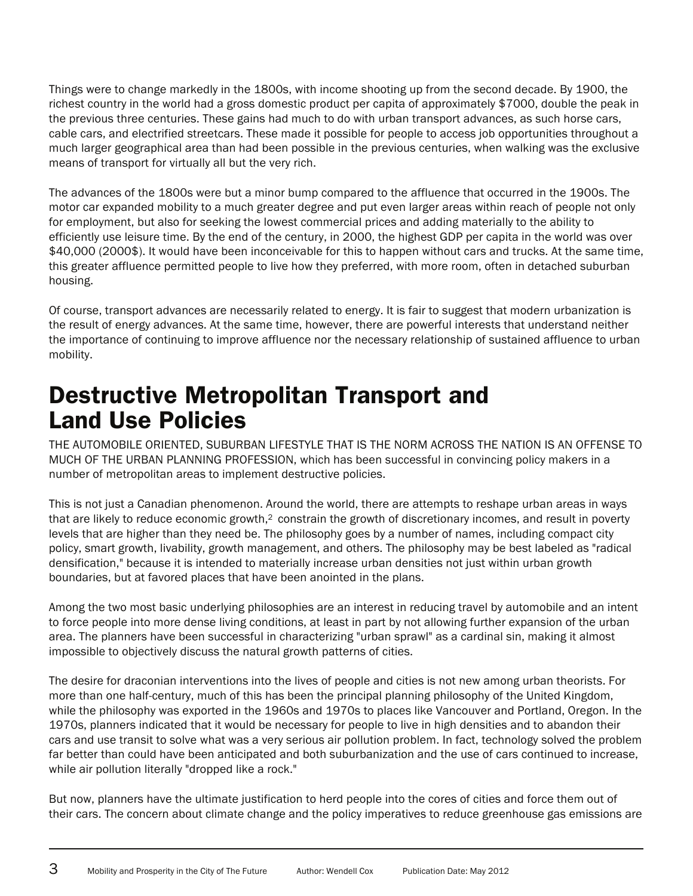Things were to change markedly in the 1800s, with income shooting up from the second decade. By 1900, the richest country in the world had a gross domestic product per capita of approximately $7000, double the peak in the previous three centuries. These gains had much to do with urban transport advances, as such horse cars, cable cars, and electrified streetcars. These made it possible for people to access job opportunities throughout a much larger geographical area than had been possible in the previous centuries, when walking was the exclusive means of transport for virtually all but the very rich.

The advances of the 1800s were but a minor bump compared to the affluence that occurred in the 1900s. The motor car expanded mobility to a much greater degree and put even larger areas within reach of people not only for employment, but also for seeking the lowest commercial prices and adding materially to the ability to efficiently use leisure time. By the end of the century, in 2000, the highest GDP per capita in the world was over $40,000 (2000$). It would have been inconceivable for this to happen without cars and trucks. At the same time, this greater affluence permitted people to live how they preferred, with more room, often in detached suburban housing.

Of course, transport advances are necessarily related to energy. It is fair to suggest that modern urbanization is the result of energy advances. At the same time, however, there are powerful interests that understand neither the importance of continuing to improve affluence nor the necessary relationship of sustained affluence to urban mobility.

# Destructive Metropolitan Transport and Land Use Policies

THE AUTOMOBILE ORIENTED, SUBURBAN LIFESTYLE THAT IS THE NORM ACROSS THE NATION IS AN OFFENSE TO MUCH OF THE URBAN PLANNING PROFESSION, which has been successful in convincing policy makers in a number of metropolitan areas to implement destructive policies.

This is not just a Canadian phenomenon. Around the world, there are attempts to reshape urban areas in ways that are likely to reduce economic growth,[2] constrain the growth of discretionary incomes, and result in poverty levels that are higher than they need be. The philosophy goes by a number of names, including compact city policy, smart growth, livability, growth management, and others. The philosophy may be best labeled as "radical densification," because it is intended to materially increase urban densities not just within urban growth boundaries, but at favored places that have been anointed in the plans.

Among the two most basic underlying philosophies are an interest in reducing travel by automobile and an intent to force people into more dense living conditions, at least in part by not allowing further expansion of the urban area. The planners have been successful in characterizing "urban sprawl" as a cardinal sin, making it almost impossible to objectively discuss the natural growth patterns of cities.

The desire for draconian interventions into the lives of people and cities is not new among urban theorists. For more than one half-century, much of this has been the principal planning philosophy of the United Kingdom, while the philosophy was exported in the 1960s and 1970s to places like Vancouver and Portland, Oregon. In the 1970s, planners indicated that it would be necessary for people to live in high densities and to abandon their cars and use transit to solve what was a very serious air pollution problem. In fact, technology solved the problem far better than could have been anticipated and both suburbanization and the use of cars continued to increase, while air pollution literally "dropped like a rock."

But now, planners have the ultimate justification to herd people into the cores of cities and force them out of their cars. The concern about climate change and the policy imperatives to reduce greenhouse gas emissions are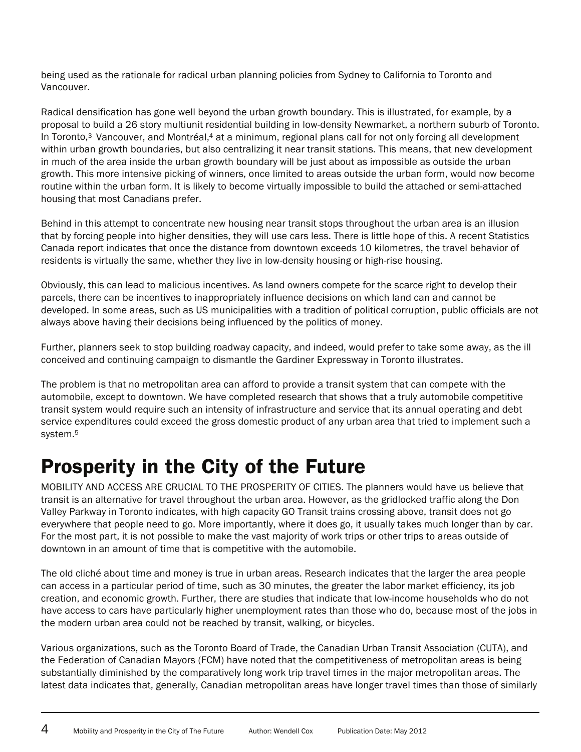being used as the rationale for radical urban planning policies from Sydney to California to Toronto and Vancouver.

Radical densification has gone well beyond the urban growth boundary. This is illustrated, for example, by a proposal to build a 26 story multiunit residential building in low-density Newmarket, a northern suburb of Toronto. In Toronto,[3] Vancouver, and Montréal,[4] at a minimum, regional plans call for not only forcing all development within urban growth boundaries, but also centralizing it near transit stations. This means, that new development in much of the area inside the urban growth boundary will be just about as impossible as outside the urban growth. This more intensive picking of winners, once limited to areas outside the urban form, would now become routine within the urban form. It is likely to become virtually impossible to build the attached or semi-attached housing that most Canadians prefer.

Behind in this attempt to concentrate new housing near transit stops throughout the urban area is an illusion that by forcing people into higher densities, they will use cars less. There is little hope of this. A recent Statistics Canada report indicates that once the distance from downtown exceeds 10 kilometres, the travel behavior of residents is virtually the same, whether they live in low-density housing or high-rise housing.

Obviously, this can lead to malicious incentives. As land owners compete for the scarce right to develop their parcels, there can be incentives to inappropriately influence decisions on which land can and cannot be developed. In some areas, such as US municipalities with a tradition of political corruption, public officials are not always above having their decisions being influenced by the politics of money.

Further, planners seek to stop building roadway capacity, and indeed, would prefer to take some away, as the ill conceived and continuing campaign to dismantle the Gardiner Expressway in Toronto illustrates.

The problem is that no metropolitan area can afford to provide a transit system that can compete with the automobile, except to downtown. We have completed research that shows that a truly automobile competitive transit system would require such an intensity of infrastructure and service that its annual operating and debt service expenditures could exceed the gross domestic product of any urban area that tried to implement such a system.[5]

# Prosperity in the City of the Future

MOBILITY AND ACCESS ARE CRUCIAL TO THE PROSPERITY OF CITIES. The planners would have us believe that transit is an alternative for travel throughout the urban area. However, as the gridlocked traffic along the Don Valley Parkway in Toronto indicates, with high capacity GO Transit trains crossing above, transit does not go everywhere that people need to go. More importantly, where it does go, it usually takes much longer than by car. For the most part, it is not possible to make the vast majority of work trips or other trips to areas outside of downtown in an amount of time that is competitive with the automobile.

The old cliché about time and money is true in urban areas. Research indicates that the larger the area people can access in a particular period of time, such as 30 minutes, the greater the labor market efficiency, its job creation, and economic growth. Further, there are studies that indicate that low-income households who do not have access to cars have particularly higher unemployment rates than those who do, because most of the jobs in the modern urban area could not be reached by transit, walking, or bicycles.

Various organizations, such as the Toronto Board of Trade, the Canadian Urban Transit Association (CUTA), and the Federation of Canadian Mayors (FCM) have noted that the competitiveness of metropolitan areas is being substantially diminished by the comparatively long work trip travel times in the major metropolitan areas. The latest data indicates that, generally, Canadian metropolitan areas have longer travel times than those of similarly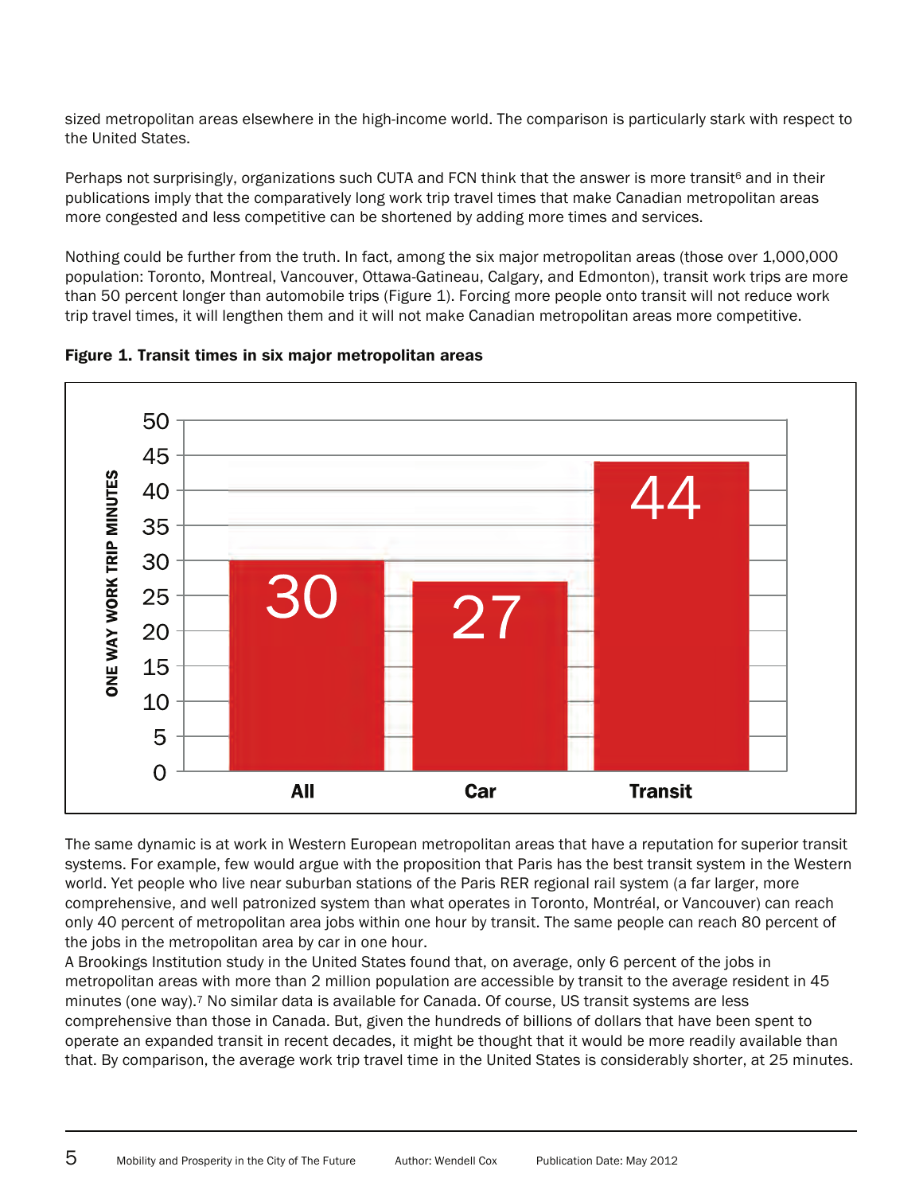sized metropolitan areas elsewhere in the high-income world. The comparison is particularly stark with respect to the United States.

Perhaps not surprisingly, organizations such CUTA and FCN think that the answer is more transit[6] and in their publications imply that the comparatively long work trip travel times that make Canadian metropolitan areas more congested and less competitive can be shortened by adding more times and services.

Nothing could be further from the truth. In fact, among the six major metropolitan areas (those over 1,000,000 population: Toronto, Montreal, Vancouver, Ottawa-Gatineau, Calgary, and Edmonton), transit work trips are more than 50 percent longer than automobile trips (Figure 1). Forcing more people onto transit will not reduce work trip travel times, it will lengthen them and it will not make Canadian metropolitan areas more competitive.

**Figure 1. Transit times in six major metropolitan areas**

| | All | Car | Transit |
|---|---|---|---|
| ONE WAY WORK TRIP MINUTES | 30 | 27 | 44 |

The same dynamic is at work in Western European metropolitan areas that have a reputation for superior transit systems. For example, few would argue with the proposition that Paris has the best transit system in the Western world. Yet people who live near suburban stations of the Paris RER regional rail system (a far larger, more comprehensive, and well patronized system than what operates in Toronto, Montréal, or Vancouver) can reach only 40 percent of metropolitan area jobs within one hour by transit. The same people can reach 80 percent of the jobs in the metropolitan area by car in one hour.

A Brookings Institution study in the United States found that, on average, only 6 percent of the jobs in metropolitan areas with more than 2 million population are accessible by transit to the average resident in 45 minutes (one way).[7] No similar data is available for Canada. Of course, US transit systems are less comprehensive than those in Canada. But, given the hundreds of billions of dollars that have been spent to operate an expanded transit in recent decades, it might be thought that it would be more readily available than that. By comparison, the average work trip travel time in the United States is considerably shorter, at 25 minutes.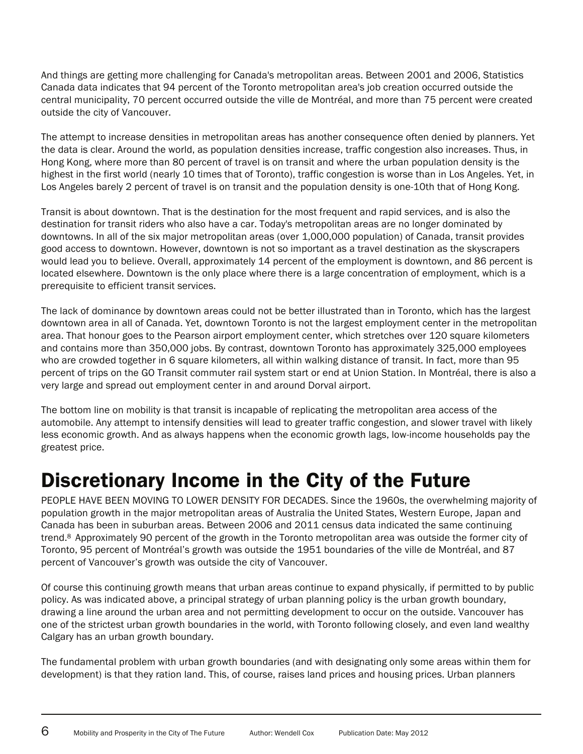And things are getting more challenging for Canada's metropolitan areas. Between 2001 and 2006, Statistics Canada data indicates that 94 percent of the Toronto metropolitan area's job creation occurred outside the central municipality, 70 percent occurred outside the ville de Montréal, and more than 75 percent were created outside the city of Vancouver.

The attempt to increase densities in metropolitan areas has another consequence often denied by planners. Yet the data is clear. Around the world, as population densities increase, traffic congestion also increases. Thus, in Hong Kong, where more than 80 percent of travel is on transit and where the urban population density is the highest in the first world (nearly 10 times that of Toronto), traffic congestion is worse than in Los Angeles. Yet, in Los Angeles barely 2 percent of travel is on transit and the population density is one-10th that of Hong Kong.

Transit is about downtown. That is the destination for the most frequent and rapid services, and is also the destination for transit riders who also have a car. Today's metropolitan areas are no longer dominated by downtowns. In all of the six major metropolitan areas (over 1,000,000 population) of Canada, transit provides good access to downtown. However, downtown is not so important as a travel destination as the skyscrapers would lead you to believe. Overall, approximately 14 percent of the employment is downtown, and 86 percent is located elsewhere. Downtown is the only place where there is a large concentration of employment, which is a prerequisite to efficient transit services.

The lack of dominance by downtown areas could not be better illustrated than in Toronto, which has the largest downtown area in all of Canada. Yet, downtown Toronto is not the largest employment center in the metropolitan area. That honour goes to the Pearson airport employment center, which stretches over 120 square kilometers and contains more than 350,000 jobs. By contrast, downtown Toronto has approximately 325,000 employees who are crowded together in 6 square kilometers, all within walking distance of transit. In fact, more than 95 percent of trips on the GO Transit commuter rail system start or end at Union Station. In Montréal, there is also a very large and spread out employment center in and around Dorval airport.

The bottom line on mobility is that transit is incapable of replicating the metropolitan area access of the automobile. Any attempt to intensify densities will lead to greater traffic congestion, and slower travel with likely less economic growth. And as always happens when the economic growth lags, low-income households pay the greatest price.

# Discretionary Income in the City of the Future

PEOPLE HAVE BEEN MOVING TO LOWER DENSITY FOR DECADES. Since the 1960s, the overwhelming majority of population growth in the major metropolitan areas of Australia the United States, Western Europe, Japan and Canada has been in suburban areas. Between 2006 and 2011 census data indicated the same continuing trend.[8] Approximately 90 percent of the growth in the Toronto metropolitan area was outside the former city of Toronto, 95 percent of Montréal's growth was outside the 1951 boundaries of the ville de Montréal, and 87 percent of Vancouver's growth was outside the city of Vancouver.

Of course this continuing growth means that urban areas continue to expand physically, if permitted to by public policy. As was indicated above, a principal strategy of urban planning policy is the urban growth boundary, drawing a line around the urban area and not permitting development to occur on the outside. Vancouver has one of the strictest urban growth boundaries in the world, with Toronto following closely, and even land wealthy Calgary has an urban growth boundary.

The fundamental problem with urban growth boundaries (and with designating only some areas within them for development) is that they ration land. This, of course, raises land prices and housing prices. Urban planners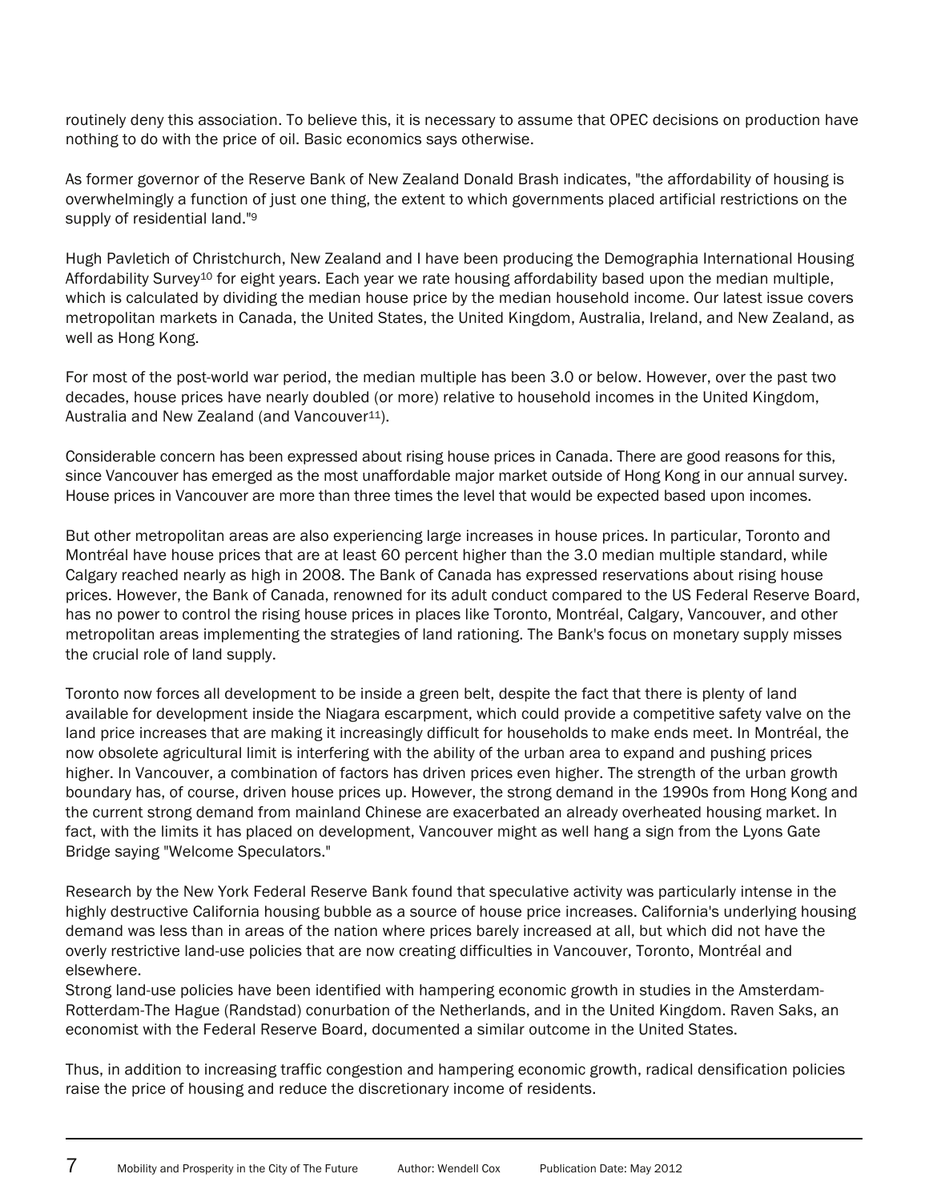routinely deny this association. To believe this, it is necessary to assume that OPEC decisions on production have nothing to do with the price of oil. Basic economics says otherwise.

As former governor of the Reserve Bank of New Zealand Donald Brash indicates, "the affordability of housing is overwhelmingly a function of just one thing, the extent to which governments placed artificial restrictions on the supply of residential land."[9]

Hugh Pavletich of Christchurch, New Zealand and I have been producing the Demographia International Housing Affordability Survey[10] for eight years. Each year we rate housing affordability based upon the median multiple, which is calculated by dividing the median house price by the median household income. Our latest issue covers metropolitan markets in Canada, the United States, the United Kingdom, Australia, Ireland, and New Zealand, as well as Hong Kong.

For most of the post-world war period, the median multiple has been 3.0 or below. However, over the past two decades, house prices have nearly doubled (or more) relative to household incomes in the United Kingdom, Australia and New Zealand (and Vancouver[11]).

Considerable concern has been expressed about rising house prices in Canada. There are good reasons for this, since Vancouver has emerged as the most unaffordable major market outside of Hong Kong in our annual survey. House prices in Vancouver are more than three times the level that would be expected based upon incomes.

But other metropolitan areas are also experiencing large increases in house prices. In particular, Toronto and Montréal have house prices that are at least 60 percent higher than the 3.0 median multiple standard, while Calgary reached nearly as high in 2008. The Bank of Canada has expressed reservations about rising house prices. However, the Bank of Canada, renowned for its adult conduct compared to the US Federal Reserve Board, has no power to control the rising house prices in places like Toronto, Montréal, Calgary, Vancouver, and other metropolitan areas implementing the strategies of land rationing. The Bank's focus on monetary supply misses the crucial role of land supply.

Toronto now forces all development to be inside a green belt, despite the fact that there is plenty of land available for development inside the Niagara escarpment, which could provide a competitive safety valve on the land price increases that are making it increasingly difficult for households to make ends meet. In Montréal, the now obsolete agricultural limit is interfering with the ability of the urban area to expand and pushing prices higher. In Vancouver, a combination of factors has driven prices even higher. The strength of the urban growth boundary has, of course, driven house prices up. However, the strong demand in the 1990s from Hong Kong and the current strong demand from mainland Chinese are exacerbated an already overheated housing market. In fact, with the limits it has placed on development, Vancouver might as well hang a sign from the Lyons Gate Bridge saying "Welcome Speculators."

Research by the New York Federal Reserve Bank found that speculative activity was particularly intense in the highly destructive California housing bubble as a source of house price increases. California's underlying housing demand was less than in areas of the nation where prices barely increased at all, but which did not have the overly restrictive land-use policies that are now creating difficulties in Vancouver, Toronto, Montréal and elsewhere.
Strong land-use policies have been identified with hampering economic growth in studies in the Amsterdam-Rotterdam-The Hague (Randstad) conurbation of the Netherlands, and in the United Kingdom. Raven Saks, an economist with the Federal Reserve Board, documented a similar outcome in the United States.

Thus, in addition to increasing traffic congestion and hampering economic growth, radical densification policies raise the price of housing and reduce the discretionary income of residents.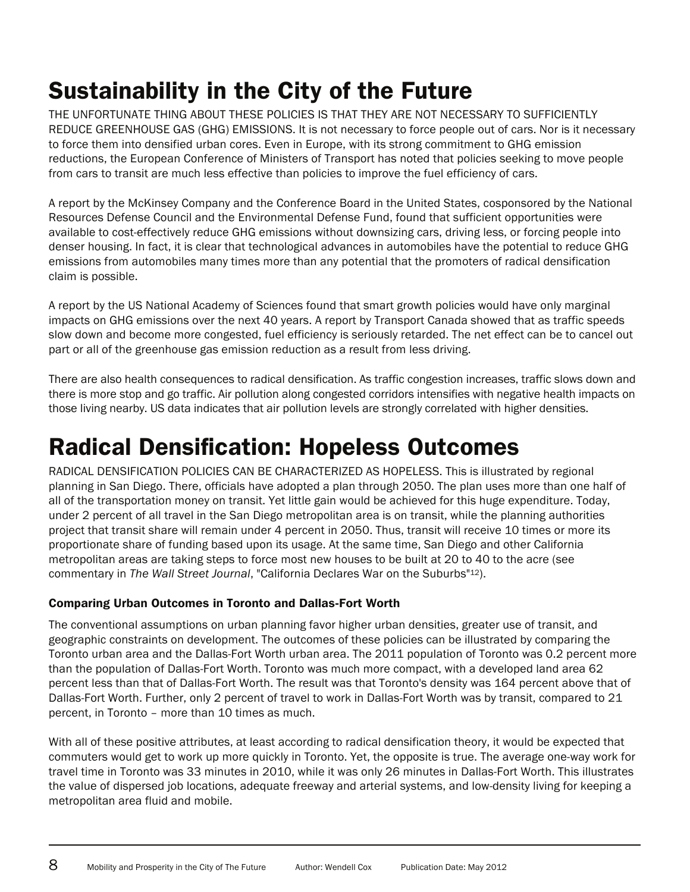# Sustainability in the City of the Future

THE UNFORTUNATE THING ABOUT THESE POLICIES IS THAT THEY ARE NOT NECESSARY TO SUFFICIENTLY REDUCE GREENHOUSE GAS (GHG) EMISSIONS. It is not necessary to force people out of cars. Nor is it necessary to force them into densified urban cores. Even in Europe, with its strong commitment to GHG emission reductions, the European Conference of Ministers of Transport has noted that policies seeking to move people from cars to transit are much less effective than policies to improve the fuel efficiency of cars.

A report by the McKinsey Company and the Conference Board in the United States, cosponsored by the National Resources Defense Council and the Environmental Defense Fund, found that sufficient opportunities were available to cost-effectively reduce GHG emissions without downsizing cars, driving less, or forcing people into denser housing. In fact, it is clear that technological advances in automobiles have the potential to reduce GHG emissions from automobiles many times more than any potential that the promoters of radical densification claim is possible.

A report by the US National Academy of Sciences found that smart growth policies would have only marginal impacts on GHG emissions over the next 40 years. A report by Transport Canada showed that as traffic speeds slow down and become more congested, fuel efficiency is seriously retarded. The net effect can be to cancel out part or all of the greenhouse gas emission reduction as a result from less driving.

There are also health consequences to radical densification. As traffic congestion increases, traffic slows down and there is more stop and go traffic. Air pollution along congested corridors intensifies with negative health impacts on those living nearby. US data indicates that air pollution levels are strongly correlated with higher densities.

# Radical Densification: Hopeless Outcomes

RADICAL DENSIFICATION POLICIES CAN BE CHARACTERIZED AS HOPELESS. This is illustrated by regional planning in San Diego. There, officials have adopted a plan through 2050. The plan uses more than one half of all of the transportation money on transit. Yet little gain would be achieved for this huge expenditure. Today, under 2 percent of all travel in the San Diego metropolitan area is on transit, while the planning authorities project that transit share will remain under 4 percent in 2050. Thus, transit will receive 10 times or more its proportionate share of funding based upon its usage. At the same time, San Diego and other California metropolitan areas are taking steps to force most new houses to be built at 20 to 40 to the acre (see commentary in *The Wall Street Journal*, "California Declares War on the Suburbs"[12]).

### Comparing Urban Outcomes in Toronto and Dallas-Fort Worth

The conventional assumptions on urban planning favor higher urban densities, greater use of transit, and geographic constraints on development. The outcomes of these policies can be illustrated by comparing the Toronto urban area and the Dallas-Fort Worth urban area. The 2011 population of Toronto was 0.2 percent more than the population of Dallas-Fort Worth. Toronto was much more compact, with a developed land area 62 percent less than that of Dallas-Fort Worth. The result was that Toronto's density was 164 percent above that of Dallas-Fort Worth. Further, only 2 percent of travel to work in Dallas-Fort Worth was by transit, compared to 21 percent, in Toronto – more than 10 times as much.

With all of these positive attributes, at least according to radical densification theory, it would be expected that commuters would get to work up more quickly in Toronto. Yet, the opposite is true. The average one-way work for travel time in Toronto was 33 minutes in 2010, while it was only 26 minutes in Dallas-Fort Worth. This illustrates the value of dispersed job locations, adequate freeway and arterial systems, and low-density living for keeping a metropolitan area fluid and mobile.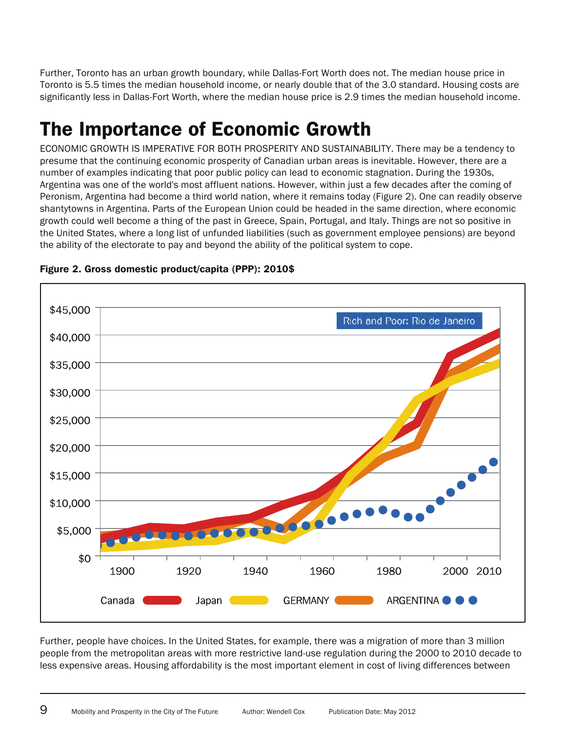Further, Toronto has an urban growth boundary, while Dallas-Fort Worth does not. The median house price in Toronto is 5.5 times the median household income, or nearly double that of the 3.0 standard. Housing costs are significantly less in Dallas-Fort Worth, where the median house price is 2.9 times the median household income.

## The Importance of Economic Growth

ECONOMIC GROWTH IS IMPERATIVE FOR BOTH PROSPERITY AND SUSTAINABILITY. There may be a tendency to presume that the continuing economic prosperity of Canadian urban areas is inevitable. However, there are a number of examples indicating that poor public policy can lead to economic stagnation. During the 1930s, Argentina was one of the world's most affluent nations. However, within just a few decades after the coming of Peronism, Argentina had become a third world nation, where it remains today (Figure 2). One can readily observe shantytowns in Argentina. Parts of the European Union could be headed in the same direction, where economic growth could well become a thing of the past in Greece, Spain, Portugal, and Italy. Things are not so positive in the United States, where a long list of unfunded liabilities (such as government employee pensions) are beyond the ability of the electorate to pay and beyond the ability of the political system to cope.

**Figure 2. Gross domestic product/capita (PPP): 2010$**

Further, people have choices. In the United States, for example, there was a migration of more than 3 million people from the metropolitan areas with more restrictive land-use regulation during the 2000 to 2010 decade to less expensive areas. Housing affordability is the most important element in cost of living differences between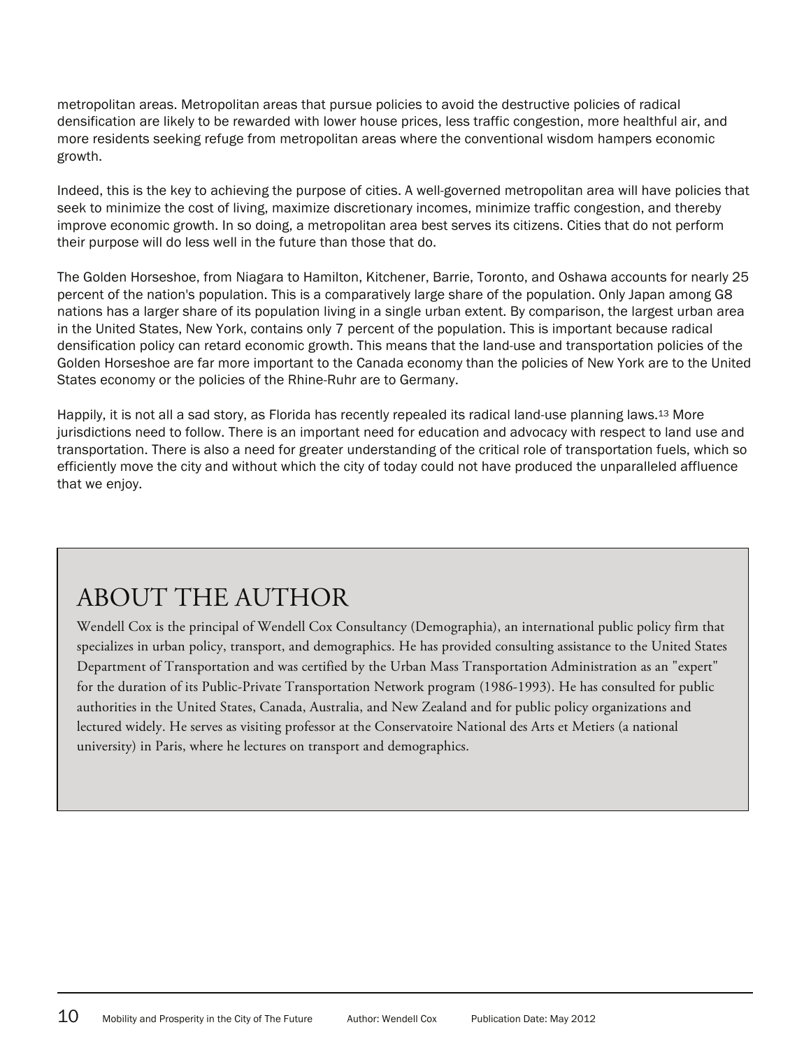metropolitan areas. Metropolitan areas that pursue policies to avoid the destructive policies of radical densification are likely to be rewarded with lower house prices, less traffic congestion, more healthful air, and more residents seeking refuge from metropolitan areas where the conventional wisdom hampers economic growth.

Indeed, this is the key to achieving the purpose of cities. A well-governed metropolitan area will have policies that seek to minimize the cost of living, maximize discretionary incomes, minimize traffic congestion, and thereby improve economic growth. In so doing, a metropolitan area best serves its citizens. Cities that do not perform their purpose will do less well in the future than those that do.

The Golden Horseshoe, from Niagara to Hamilton, Kitchener, Barrie, Toronto, and Oshawa accounts for nearly 25 percent of the nation's population. This is a comparatively large share of the population. Only Japan among G8 nations has a larger share of its population living in a single urban extent. By comparison, the largest urban area in the United States, New York, contains only 7 percent of the population. This is important because radical densification policy can retard economic growth. This means that the land-use and transportation policies of the Golden Horseshoe are far more important to the Canada economy than the policies of New York are to the United States economy or the policies of the Rhine-Ruhr are to Germany.

Happily, it is not all a sad story, as Florida has recently repealed its radical land-use planning laws.[13] More jurisdictions need to follow. There is an important need for education and advocacy with respect to land use and transportation. There is also a need for greater understanding of the critical role of transportation fuels, which so efficiently move the city and without which the city of today could not have produced the unparalleled affluence that we enjoy.

# ABOUT THE AUTHOR

Wendell Cox is the principal of Wendell Cox Consultancy (Demographia), an international public policy firm that specializes in urban policy, transport, and demographics. He has provided consulting assistance to the United States Department of Transportation and was certified by the Urban Mass Transportation Administration as an "expert" for the duration of its Public-Private Transportation Network program (1986-1993). He has consulted for public authorities in the United States, Canada, Australia, and New Zealand and for public policy organizations and lectured widely. He serves as visiting professor at the Conservatoire National des Arts et Metiers (a national university) in Paris, where he lectures on transport and demographics.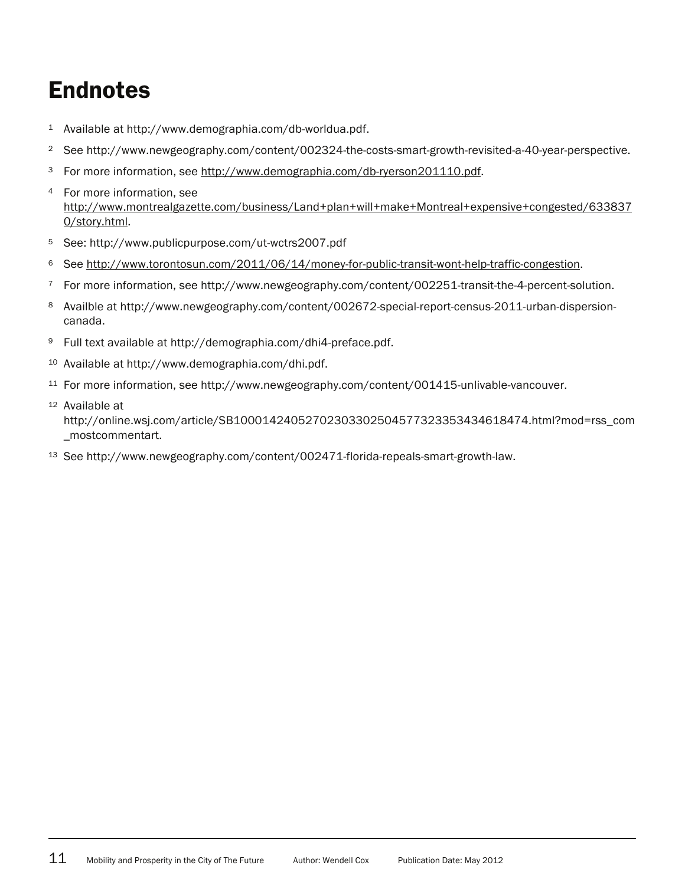# Endnotes

1. Available at http://www.demographia.com/db-worldua.pdf.
2. See http://www.newgeography.com/content/002324-the-costs-smart-growth-revisited-a-40-year-perspective.
3. For more information, see http://www.demographia.com/db-ryerson201110.pdf.
4. For more information, see http://www.montrealgazette.com/business/Land+plan+will+make+Montreal+expensive+congested/6338370/story.html.
5. See: http://www.publicpurpose.com/ut-wctrs2007.pdf
6. See http://www.torontosun.com/2011/06/14/money-for-public-transit-wont-help-traffic-congestion.
7. For more information, see http://www.newgeography.com/content/002251-transit-the-4-percent-solution.
8. Availble at http://www.newgeography.com/content/002672-special-report-census-2011-urban-dispersion-canada.
9. Full text available at http://demographia.com/dhi4-preface.pdf.
10. Available at http://www.demographia.com/dhi.pdf.
11. For more information, see http://www.newgeography.com/content/001415-unlivable-vancouver.
12. Available at http://online.wsj.com/article/SB10001424052702303302504577323353434618474.html?mod=rss_com_mostcommentart.
13. See http://www.newgeography.com/content/002471-florida-repeals-smart-growth-law.